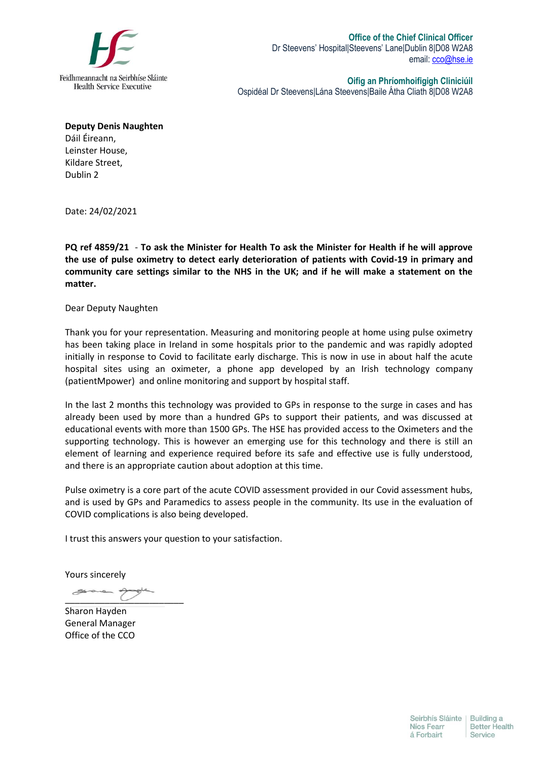Feidhmeannacht na Seirbhíse Sláinte
Health Service Executive

**Office of the Chief Clinical Officer**
Dr Steevens' Hospital|Steevens' Lane|Dublin 8|D08 W2A8
email: cco@hse.ie

**Oifig an Phríomhoifigigh Cliniciúil**
Ospidéal Dr Steevens|Lána Steevens|Baile Átha Cliath 8|D08 W2A8

**Deputy Denis Naughten**
Dáil Éireann,
Leinster House,
Kildare Street,
Dublin 2

Date: 24/02/2021

**PQ ref 4859/21 - To ask the Minister for Health To ask the Minister for Health if he will approve the use of pulse oximetry to detect early deterioration of patients with Covid-19 in primary and community care settings similar to the NHS in the UK; and if he will make a statement on the matter.**

Dear Deputy Naughten

Thank you for your representation. Measuring and monitoring people at home using pulse oximetry has been taking place in Ireland in some hospitals prior to the pandemic and was rapidly adopted initially in response to Covid to facilitate early discharge. This is now in use in about half the acute hospital sites using an oximeter, a phone app developed by an Irish technology company (patientMpower) and online monitoring and support by hospital staff.

In the last 2 months this technology was provided to GPs in response to the surge in cases and has already been used by more than a hundred GPs to support their patients, and was discussed at educational events with more than 1500 GPs. The HSE has provided access to the Oximeters and the supporting technology. This is however an emerging use for this technology and there is still an element of learning and experience required before its safe and effective use is fully understood, and there is an appropriate caution about adoption at this time.

Pulse oximetry is a core part of the acute COVID assessment provided in our Covid assessment hubs, and is used by GPs and Paramedics to assess people in the community. Its use in the evaluation of COVID complications is also being developed.

I trust this answers your question to your satisfaction.

Yours sincerely

Sharon Hayden
General Manager
Office of the CCO

Seirbhís Sláinte Níos Fearr á Forbairt | Building a Better Health Service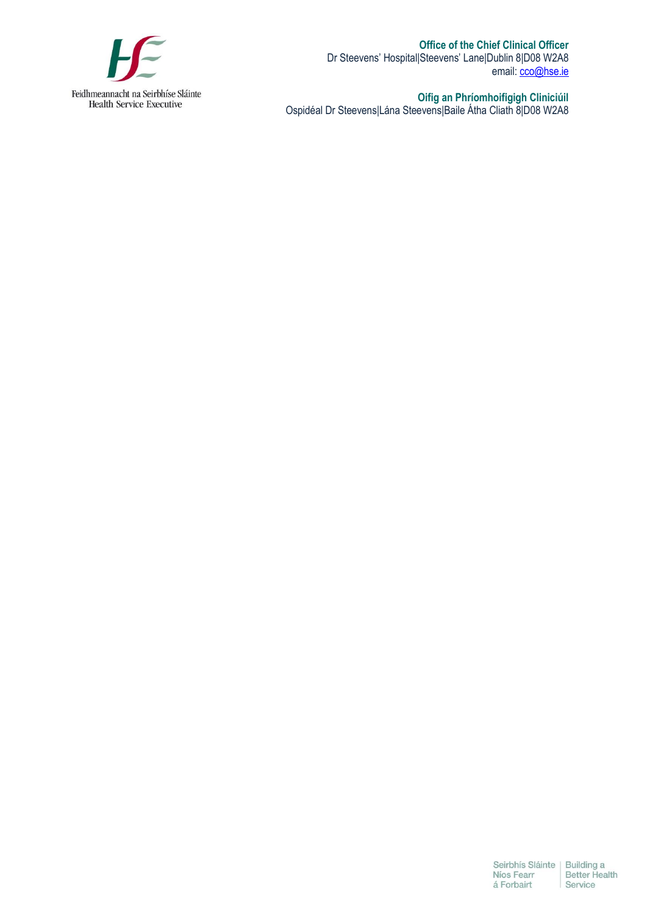Feidhmeannacht na Seirbhíse Sláinte
Health Service Executive

**Office of the Chief Clinical Officer**
Dr Steevens' Hospital|Steevens' Lane|Dublin 8|D08 W2A8
email: cco@hse.ie

**Oifig an Phríomhoifigigh Cliniciúil**
Ospidéal Dr Steevens|Lána Steevens|Baile Átha Cliath 8|D08 W2A8

Seirbhís Sláinte Níos Fearr á Forbairt | Building a Better Health Service